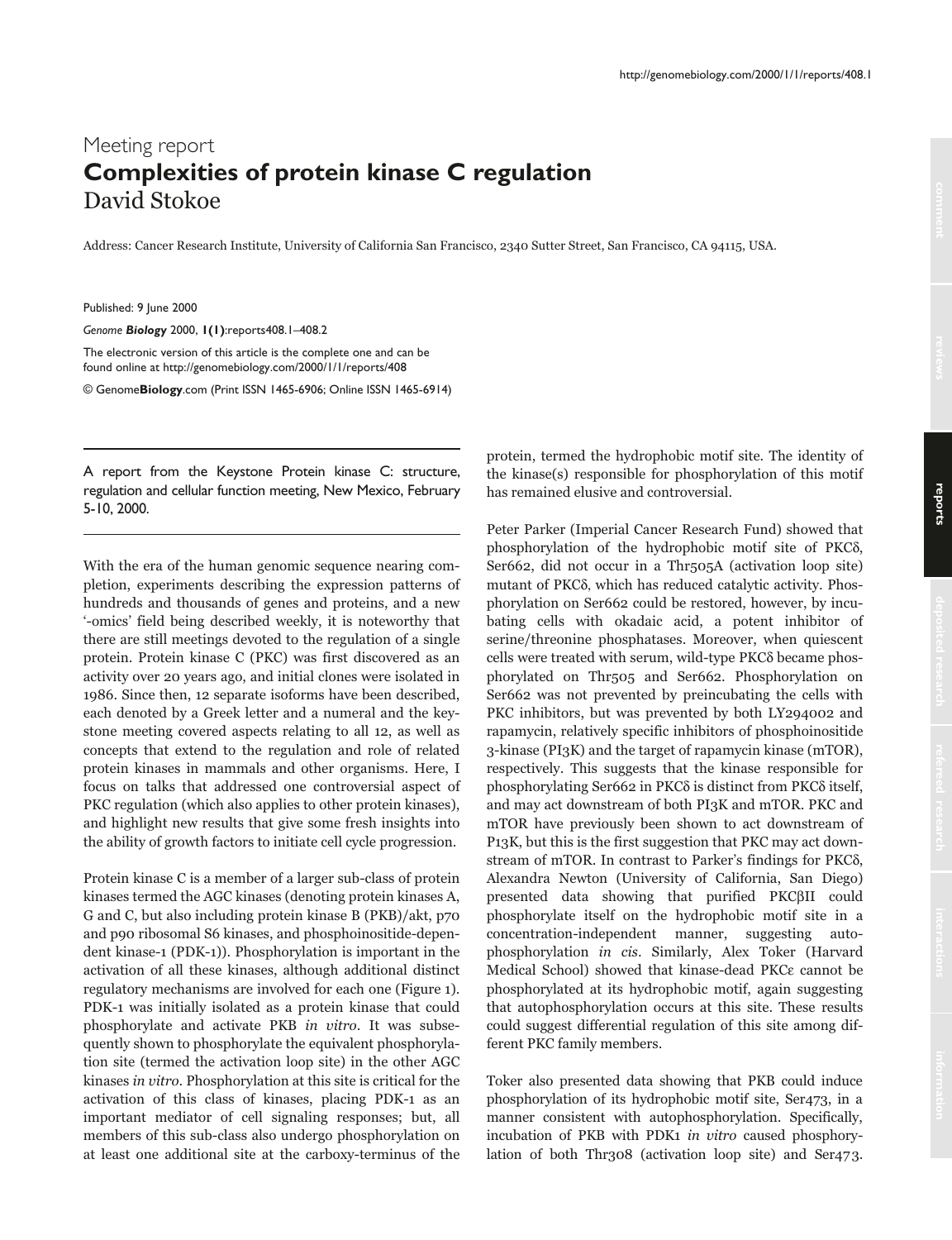Meeting report

# Complexities of protein kinase C regulation

David Stokoe

Address: Cancer Research Institute, University of California San Francisco, 2340 Sutter Street, San Francisco, CA 94115, USA.

Published: 9 June 2000

*Genome **Biology*** 2000, **1(1)**:reports408.1–408.2

The electronic version of this article is the complete one and can be found online at http://genomebiology.com/2000/1/1/reports/408

© Genome**Biology**.com (Print ISSN 1465-6906; Online ISSN 1465-6914)

---

A report from the Keystone Protein kinase C: structure, regulation and cellular function meeting, New Mexico, February 5-10, 2000.

---

With the era of the human genomic sequence nearing completion, experiments describing the expression patterns of hundreds and thousands of genes and proteins, and a new '-omics' field being described weekly, it is noteworthy that there are still meetings devoted to the regulation of a single protein. Protein kinase C (PKC) was first discovered as an activity over 20 years ago, and initial clones were isolated in 1986. Since then, 12 separate isoforms have been described, each denoted by a Greek letter and a numeral and the keystone meeting covered aspects relating to all 12, as well as concepts that extend to the regulation and role of related protein kinases in mammals and other organisms. Here, I focus on talks that addressed one controversial aspect of PKC regulation (which also applies to other protein kinases), and highlight new results that give some fresh insights into the ability of growth factors to initiate cell cycle progression.

Protein kinase C is a member of a larger sub-class of protein kinases termed the AGC kinases (denoting protein kinases A, G and C, but also including protein kinase B (PKB)/akt, p70 and p90 ribosomal S6 kinases, and phosphoinositide-dependent kinase-1 (PDK-1)). Phosphorylation is important in the activation of all these kinases, although additional distinct regulatory mechanisms are involved for each one (Figure 1). PDK-1 was initially isolated as a protein kinase that could phosphorylate and activate PKB *in vitro*. It was subsequently shown to phosphorylate the equivalent phosphorylation site (termed the activation loop site) in the other AGC kinases *in vitro*. Phosphorylation at this site is critical for the activation of this class of kinases, placing PDK-1 as an important mediator of cell signaling responses; but, all members of this sub-class also undergo phosphorylation on at least one additional site at the carboxy-terminus of the protein, termed the hydrophobic motif site. The identity of the kinase(s) responsible for phosphorylation of this motif has remained elusive and controversial.

Peter Parker (Imperial Cancer Research Fund) showed that phosphorylation of the hydrophobic motif site of PKCδ, Ser662, did not occur in a Thr505A (activation loop site) mutant of PKCδ, which has reduced catalytic activity. Phosphorylation on Ser662 could be restored, however, by incubating cells with okadaic acid, a potent inhibitor of serine/threonine phosphatases. Moreover, when quiescent cells were treated with serum, wild-type PKCδ became phosphorylated on Thr505 and Ser662. Phosphorylation on Ser662 was not prevented by preincubating the cells with PKC inhibitors, but was prevented by both LY294002 and rapamycin, relatively specific inhibitors of phosphoinositide 3-kinase (PI3K) and the target of rapamycin kinase (mTOR), respectively. This suggests that the kinase responsible for phosphorylating Ser662 in PKCδ is distinct from PKCδ itself, and may act downstream of both PI3K and mTOR. PKC and mTOR have previously been shown to act downstream of PI3K, but this is the first suggestion that PKC may act downstream of mTOR. In contrast to Parker's findings for PKCδ, Alexandra Newton (University of California, San Diego) presented data showing that purified PKCβII could phosphorylate itself on the hydrophobic motif site in a concentration-independent manner, suggesting autophosphorylation *in cis*. Similarly, Alex Toker (Harvard Medical School) showed that kinase-dead PKCε cannot be phosphorylated at its hydrophobic motif, again suggesting that autophosphorylation occurs at this site. These results could suggest differential regulation of this site among different PKC family members.

Toker also presented data showing that PKB could induce phosphorylation of its hydrophobic motif site, Ser473, in a manner consistent with autophosphorylation. Specifically, incubation of PKB with PDK1 *in vitro* caused phosphorylation of both Thr308 (activation loop site) and Ser473.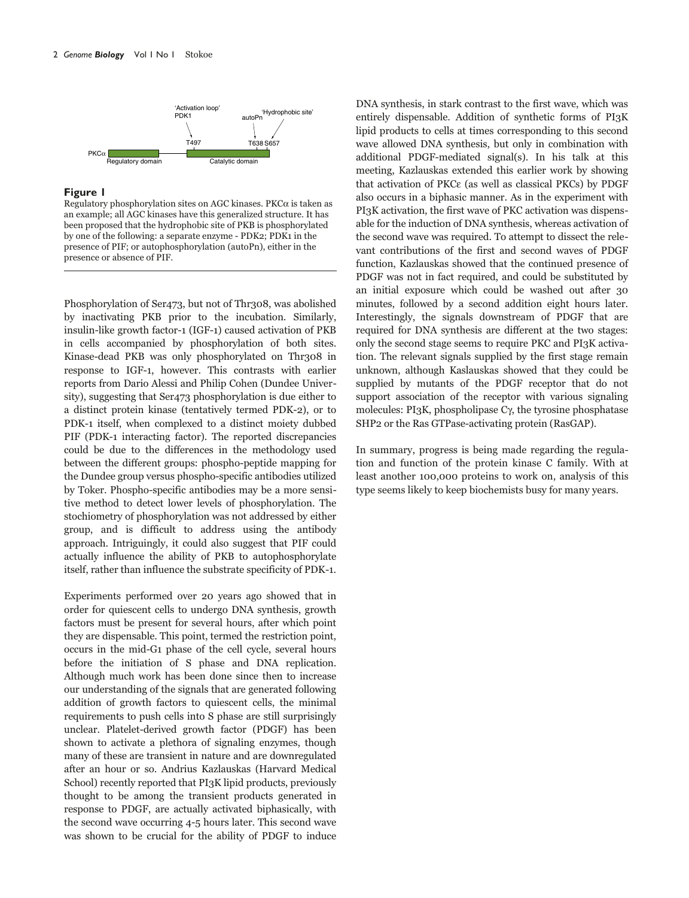'Activation loop'
PDK1
autoPn
'Hydrophobic site'
T497
T638 S657
PKCα
Regulatory domain
Catalytic domain

**Figure 1**

Regulatory phosphorylation sites on AGC kinases. PKCα is taken as an example; all AGC kinases have this generalized structure. It has been proposed that the hydrophobic site of PKB is phosphorylated by one of the following: a separate enzyme - PDK2; PDK1 in the presence of PIF; or autophosphorylation (autoPn), either in the presence or absence of PIF.

Phosphorylation of Ser473, but not of Thr308, was abolished by inactivating PKB prior to the incubation. Similarly, insulin-like growth factor-1 (IGF-1) caused activation of PKB in cells accompanied by phosphorylation of both sites. Kinase-dead PKB was only phosphorylated on Thr308 in response to IGF-1, however. This contrasts with earlier reports from Dario Alessi and Philip Cohen (Dundee University), suggesting that Ser473 phosphorylation is due either to a distinct protein kinase (tentatively termed PDK-2), or to PDK-1 itself, when complexed to a distinct moiety dubbed PIF (PDK-1 interacting factor). The reported discrepancies could be due to the differences in the methodology used between the different groups: phospho-peptide mapping for the Dundee group versus phospho-specific antibodies utilized by Toker. Phospho-specific antibodies may be a more sensitive method to detect lower levels of phosphorylation. The stochiometry of phosphorylation was not addressed by either group, and is difficult to address using the antibody approach. Intriguingly, it could also suggest that PIF could actually influence the ability of PKB to autophosphorylate itself, rather than influence the substrate specificity of PDK-1.

Experiments performed over 20 years ago showed that in order for quiescent cells to undergo DNA synthesis, growth factors must be present for several hours, after which point they are dispensable. This point, termed the restriction point, occurs in the mid-G1 phase of the cell cycle, several hours before the initiation of S phase and DNA replication. Although much work has been done since then to increase our understanding of the signals that are generated following addition of growth factors to quiescent cells, the minimal requirements to push cells into S phase are still surprisingly unclear. Platelet-derived growth factor (PDGF) has been shown to activate a plethora of signaling enzymes, though many of these are transient in nature and are downregulated after an hour or so. Andrius Kazlauskas (Harvard Medical School) recently reported that PI3K lipid products, previously thought to be among the transient products generated in response to PDGF, are actually activated biphasically, with the second wave occurring 4-5 hours later. This second wave was shown to be crucial for the ability of PDGF to induce DNA synthesis, in stark contrast to the first wave, which was entirely dispensable. Addition of synthetic forms of PI3K lipid products to cells at times corresponding to this second wave allowed DNA synthesis, but only in combination with additional PDGF-mediated signal(s). In his talk at this meeting, Kazlauskas extended this earlier work by showing that activation of PKCε (as well as classical PKCs) by PDGF also occurs in a biphasic manner. As in the experiment with PI3K activation, the first wave of PKC activation was dispensable for the induction of DNA synthesis, whereas activation of the second wave was required. To attempt to dissect the relevant contributions of the first and second waves of PDGF function, Kazlauskas showed that the continued presence of PDGF was not in fact required, and could be substituted by an initial exposure which could be washed out after 30 minutes, followed by a second addition eight hours later. Interestingly, the signals downstream of PDGF that are required for DNA synthesis are different at the two stages: only the second stage seems to require PKC and PI3K activation. The relevant signals supplied by the first stage remain unknown, although Kaslauskas showed that they could be supplied by mutants of the PDGF receptor that do not support association of the receptor with various signaling molecules: PI3K, phospholipase Cγ, the tyrosine phosphatase SHP2 or the Ras GTPase-activating protein (RasGAP).

In summary, progress is being made regarding the regulation and function of the protein kinase C family. With at least another 100,000 proteins to work on, analysis of this type seems likely to keep biochemists busy for many years.